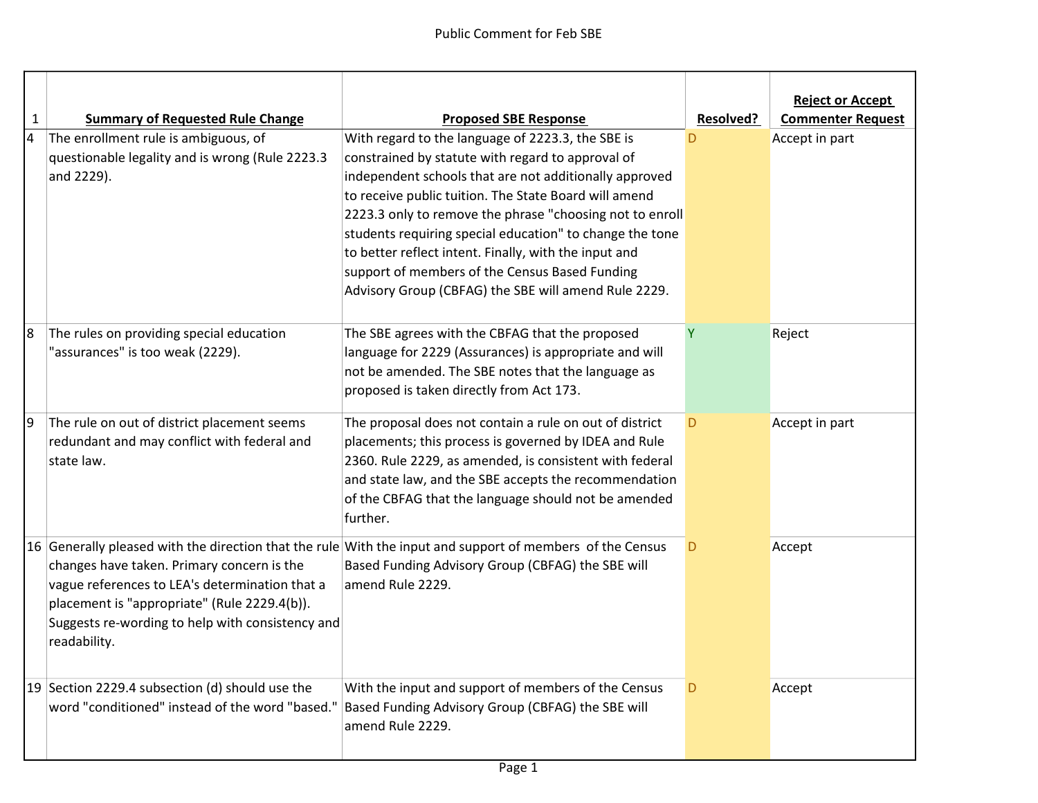Public Comment for Feb SBE

| 1 | Summary of Requested Rule Change | Proposed SBE Response | Resolved? | Reject or Accept Commenter Request |
|---|---|---|---|---|
| 4 | The enrollment rule is ambiguous, of questionable legality and is wrong (Rule 2223.3 and 2229). | With regard to the language of 2223.3, the SBE is constrained by statute with regard to approval of independent schools that are not additionally approved to receive public tuition. The State Board will amend 2223.3 only to remove the phrase "choosing not to enroll students requiring special education" to change the tone to better reflect intent. Finally, with the input and support of members of the Census Based Funding Advisory Group (CBFAG) the SBE will amend Rule 2229. | D | Accept in part |
| 8 | The rules on providing special education "assurances" is too weak (2229). | The SBE agrees with the CBFAG that the proposed language for 2229 (Assurances) is appropriate and will not be amended. The SBE notes that the language as proposed is taken directly from Act 173. | Y | Reject |
| 9 | The rule on out of district placement seems redundant and may conflict with federal and state law. | The proposal does not contain a rule on out of district placements; this process is governed by IDEA and Rule 2360. Rule 2229, as amended, is consistent with federal and state law, and the SBE accepts the recommendation of the CBFAG that the language should not be amended further. | D | Accept in part |
| 16 | Generally pleased with the direction that the rule changes have taken. Primary concern is the vague references to LEA's determination that a placement is "appropriate" (Rule 2229.4(b)). Suggests re-wording to help with consistency and readability. | With the input and support of members of the Census Based Funding Advisory Group (CBFAG) the SBE will amend Rule 2229. | D | Accept |
| 19 | Section 2229.4 subsection (d) should use the word "conditioned" instead of the word "based." | With the input and support of members of the Census Based Funding Advisory Group (CBFAG) the SBE will amend Rule 2229. | D | Accept |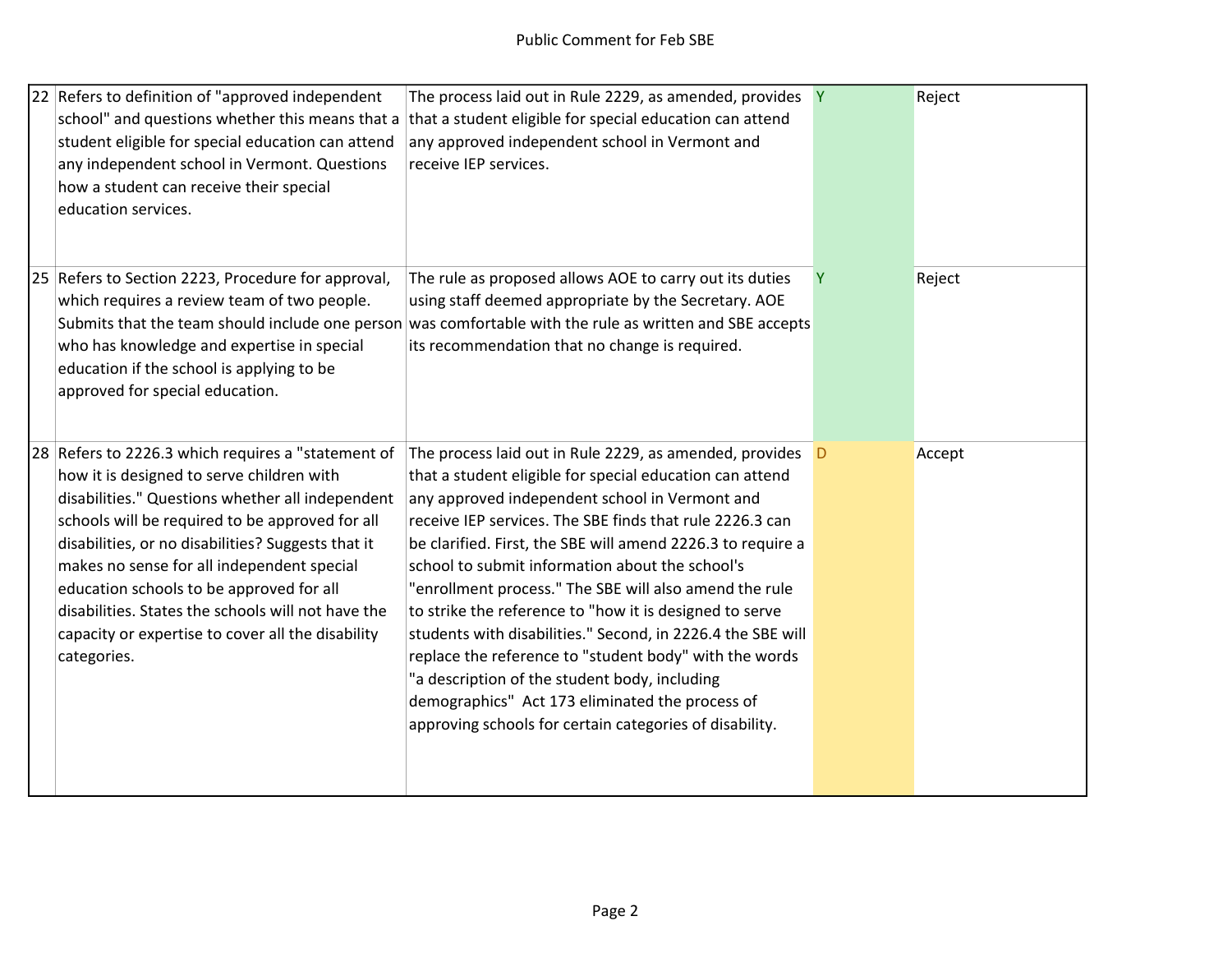| | | | | |
|---|---|---|---|---|
| 22 | Refers to definition of "approved independent school" and questions whether this means that a student eligible for special education can attend any independent school in Vermont. Questions how a student can receive their special education services. | The process laid out in Rule 2229, as amended, provides that a student eligible for special education can attend any approved independent school in Vermont and receive IEP services. | Y | Reject |
| 25 | Refers to Section 2223, Procedure for approval, which requires a review team of two people. Submits that the team should include one person who has knowledge and expertise in special education if the school is applying to be approved for special education. | The rule as proposed allows AOE to carry out its duties using staff deemed appropriate by the Secretary. AOE was comfortable with the rule as written and SBE accepts its recommendation that no change is required. | Y | Reject |
| 28 | Refers to 2226.3 which requires a "statement of how it is designed to serve children with disabilities." Questions whether all independent schools will be required to be approved for all disabilities, or no disabilities? Suggests that it makes no sense for all independent special education schools to be approved for all disabilities. States the schools will not have the capacity or expertise to cover all the disability categories. | The process laid out in Rule 2229, as amended, provides that a student eligible for special education can attend any approved independent school in Vermont and receive IEP services. The SBE finds that rule 2226.3 can be clarified. First, the SBE will amend 2226.3 to require a school to submit information about the school's "enrollment process." The SBE will also amend the rule to strike the reference to "how it is designed to serve students with disabilities." Second, in 2226.4 the SBE will replace the reference to "student body" with the words "a description of the student body, including demographics" Act 173 eliminated the process of approving schools for certain categories of disability. | D | Accept |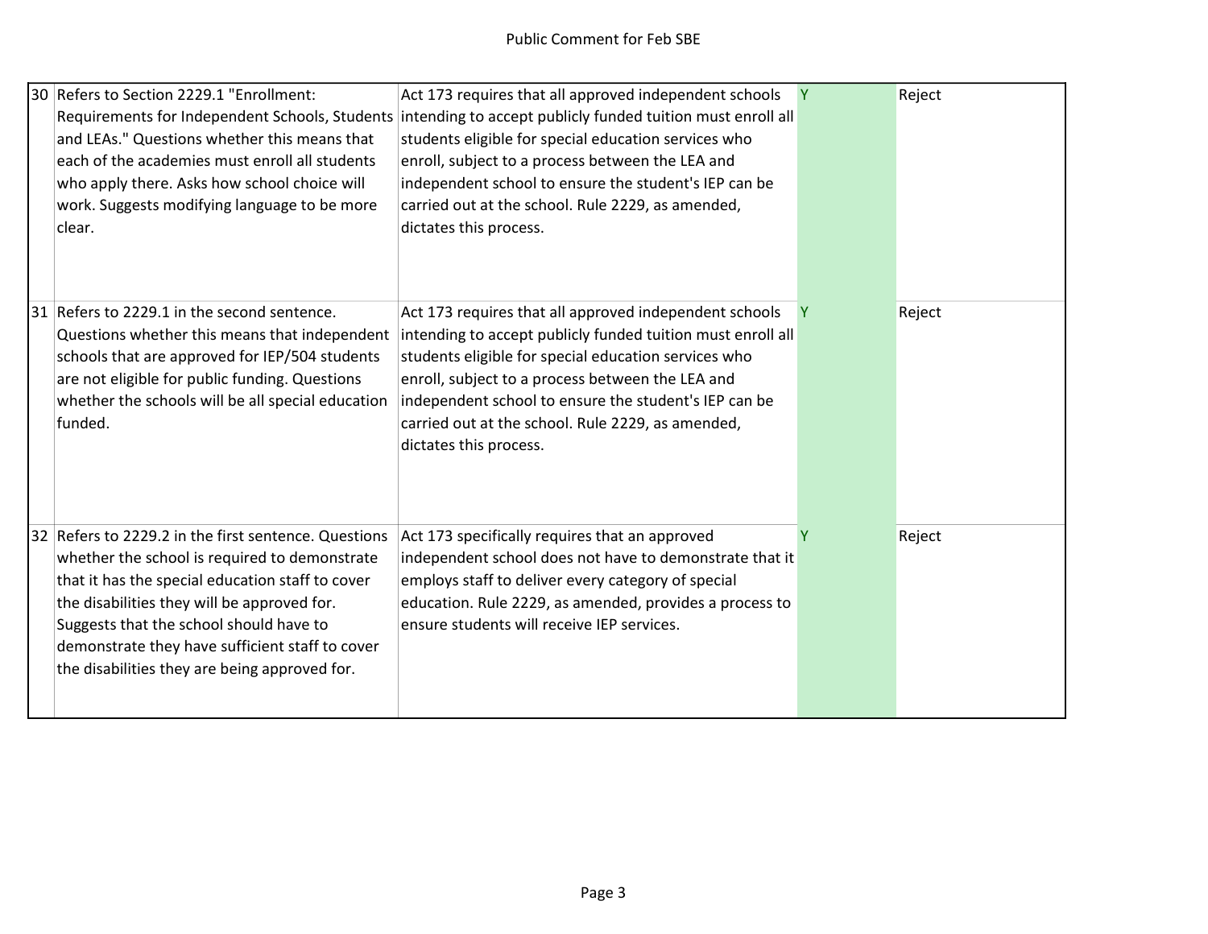| | | | | |
|---|---|---|---|---|
| 30 | Refers to Section 2229.1 "Enrollment: Requirements for Independent Schools, Students and LEAs." Questions whether this means that each of the academies must enroll all students who apply there. Asks how school choice will work. Suggests modifying language to be more clear. | Act 173 requires that all approved independent schools intending to accept publicly funded tuition must enroll all students eligible for special education services who enroll, subject to a process between the LEA and independent school to ensure the student's IEP can be carried out at the school. Rule 2229, as amended, dictates this process. | Y | Reject |
| 31 | Refers to 2229.1 in the second sentence. Questions whether this means that independent schools that are approved for IEP/504 students are not eligible for public funding. Questions whether the schools will be all special education funded. | Act 173 requires that all approved independent schools intending to accept publicly funded tuition must enroll all students eligible for special education services who enroll, subject to a process between the LEA and independent school to ensure the student's IEP can be carried out at the school. Rule 2229, as amended, dictates this process. | Y | Reject |
| 32 | Refers to 2229.2 in the first sentence. Questions whether the school is required to demonstrate that it has the special education staff to cover the disabilities they will be approved for. Suggests that the school should have to demonstrate they have sufficient staff to cover the disabilities they are being approved for. | Act 173 specifically requires that an approved independent school does not have to demonstrate that it employs staff to deliver every category of special education. Rule 2229, as amended, provides a process to ensure students will receive IEP services. | Y | Reject |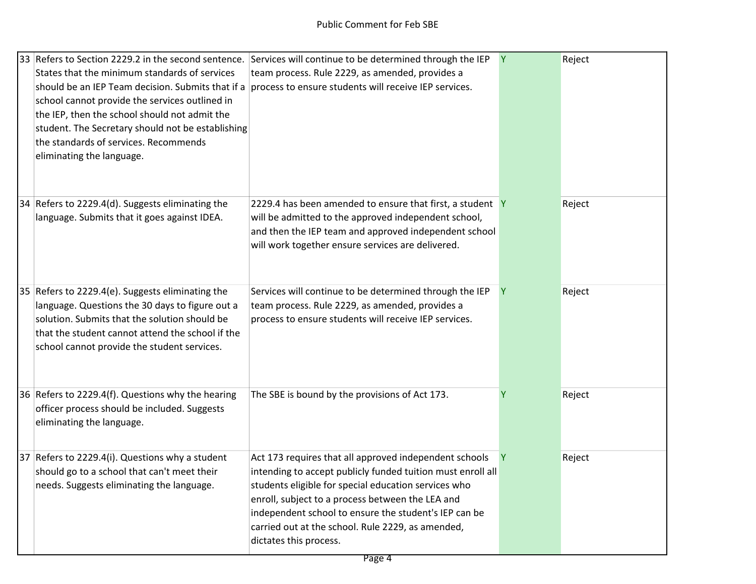| | | | | |
|---|---|---|---|---|
| 33 | Refers to Section 2229.2 in the second sentence. States that the minimum standards of services should be an IEP Team decision. Submits that if a school cannot provide the services outlined in the IEP, then the school should not admit the student. The Secretary should not be establishing the standards of services. Recommends eliminating the language. | Services will continue to be determined through the IEP team process. Rule 2229, as amended, provides a process to ensure students will receive IEP services. | Y | Reject |
| 34 | Refers to 2229.4(d). Suggests eliminating the language. Submits that it goes against IDEA. | 2229.4 has been amended to ensure that first, a student will be admitted to the approved independent school, and then the IEP team and approved independent school will work together ensure services are delivered. | Y | Reject |
| 35 | Refers to 2229.4(e). Suggests eliminating the language. Questions the 30 days to figure out a solution. Submits that the solution should be that the student cannot attend the school if the school cannot provide the student services. | Services will continue to be determined through the IEP team process. Rule 2229, as amended, provides a process to ensure students will receive IEP services. | Y | Reject |
| 36 | Refers to 2229.4(f). Questions why the hearing officer process should be included. Suggests eliminating the language. | The SBE is bound by the provisions of Act 173. | Y | Reject |
| 37 | Refers to 2229.4(i). Questions why a student should go to a school that can't meet their needs. Suggests eliminating the language. | Act 173 requires that all approved independent schools intending to accept publicly funded tuition must enroll all students eligible for special education services who enroll, subject to a process between the LEA and independent school to ensure the student's IEP can be carried out at the school. Rule 2229, as amended, dictates this process. | Y | Reject |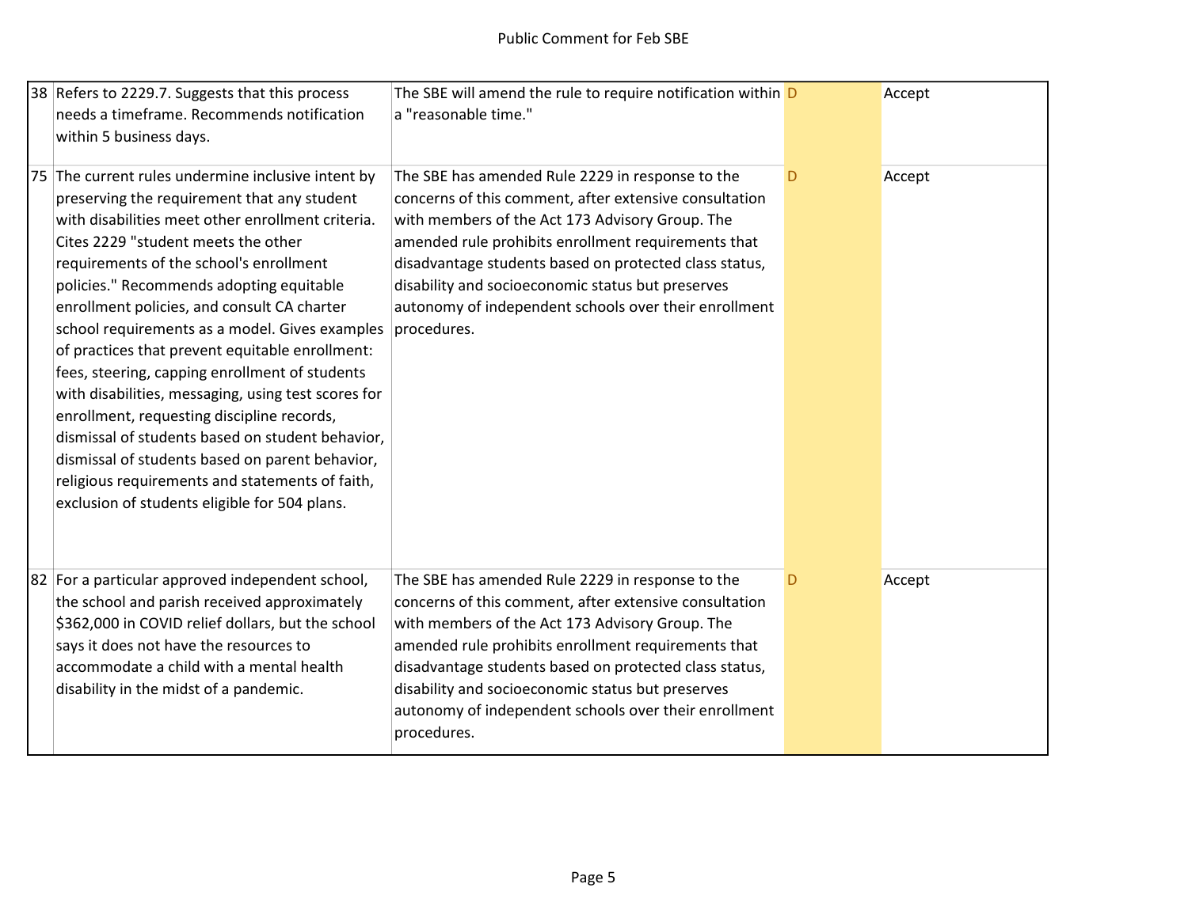| | | | | |
|---|---|---|---|---|
| 38 | Refers to 2229.7. Suggests that this process needs a timeframe. Recommends notification within 5 business days. | The SBE will amend the rule to require notification within a "reasonable time." | D | Accept |
| 75 | The current rules undermine inclusive intent by preserving the requirement that any student with disabilities meet other enrollment criteria. Cites 2229 "student meets the other requirements of the school's enrollment policies." Recommends adopting equitable enrollment policies, and consult CA charter school requirements as a model. Gives examples of practices that prevent equitable enrollment: fees, steering, capping enrollment of students with disabilities, messaging, using test scores for enrollment, requesting discipline records, dismissal of students based on student behavior, dismissal of students based on parent behavior, religious requirements and statements of faith, exclusion of students eligible for 504 plans. | The SBE has amended Rule 2229 in response to the concerns of this comment, after extensive consultation with members of the Act 173 Advisory Group. The amended rule prohibits enrollment requirements that disadvantage students based on protected class status, disability and socioeconomic status but preserves autonomy of independent schools over their enrollment procedures. | D | Accept |
| 82 | For a particular approved independent school, the school and parish received approximately $362,000 in COVID relief dollars, but the school says it does not have the resources to accommodate a child with a mental health disability in the midst of a pandemic. | The SBE has amended Rule 2229 in response to the concerns of this comment, after extensive consultation with members of the Act 173 Advisory Group. The amended rule prohibits enrollment requirements that disadvantage students based on protected class status, disability and socioeconomic status but preserves autonomy of independent schools over their enrollment procedures. | D | Accept |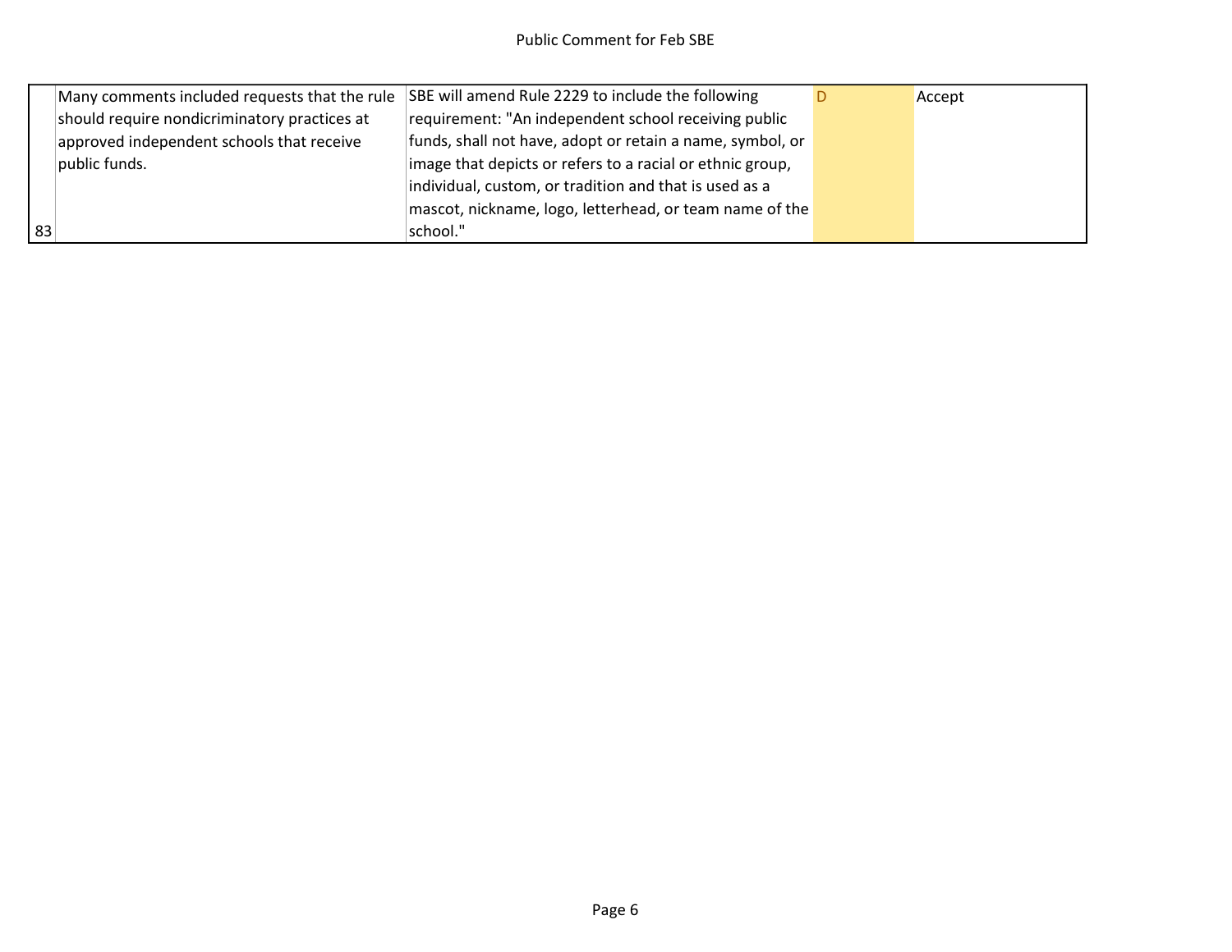| | | | | |
|---|---|---|---|---|
| 83 | Many comments included requests that the rule should require nondicriminatory practices at approved independent schools that receive public funds. | SBE will amend Rule 2229 to include the following requirement: "An independent school receiving public funds, shall not have, adopt or retain a name, symbol, or image that depicts or refers to a racial or ethnic group, individual, custom, or tradition and that is used as a mascot, nickname, logo, letterhead, or team name of the school." | D | Accept |